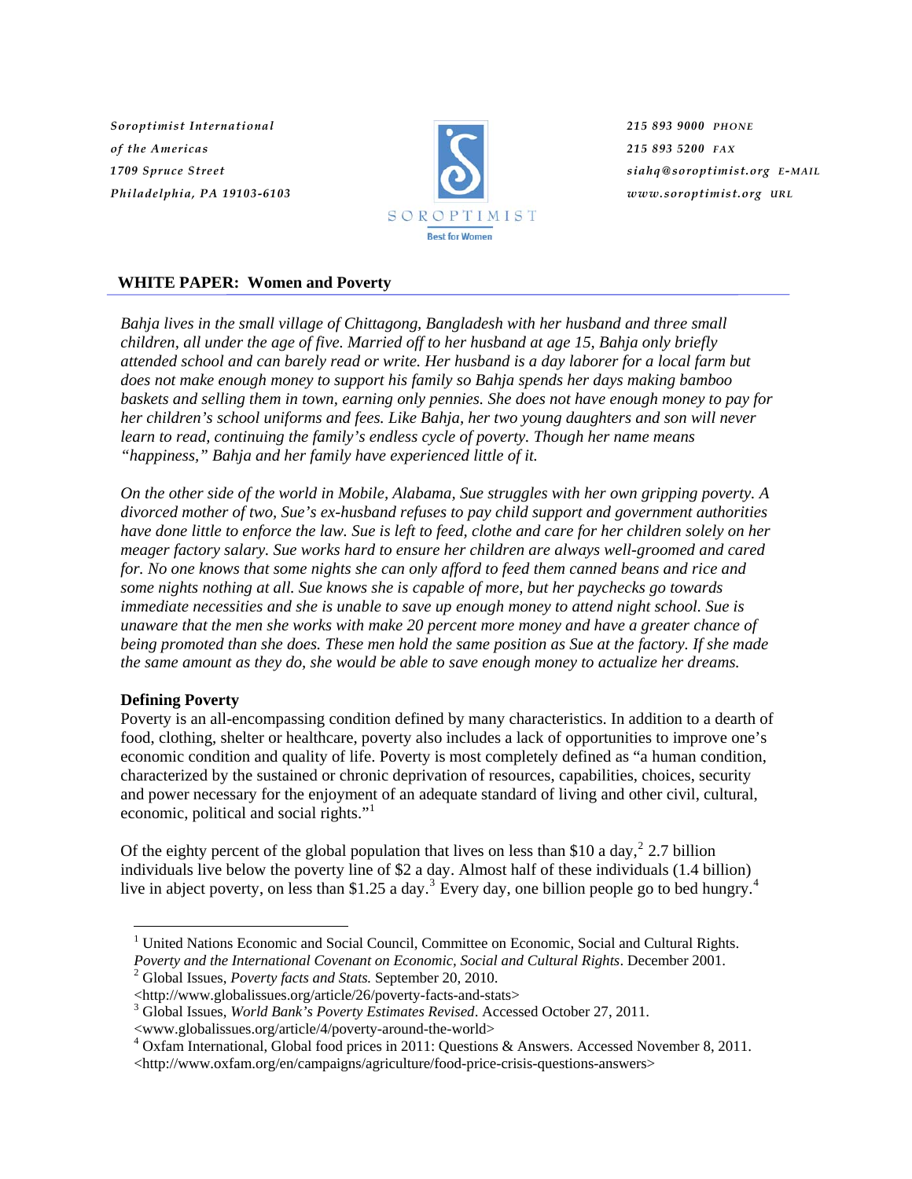Soroptimist International
of the Americas
1709 Spruce Street
Philadelphia, PA 19103-6103

SOROPTIMIST
Best for Women

215 893 9000 PHONE
215 893 5200 FAX
siahq@soroptimist.org E-MAIL
www.soroptimist.org URL

## WHITE PAPER: Women and Poverty

*Bahja lives in the small village of Chittagong, Bangladesh with her husband and three small children, all under the age of five. Married off to her husband at age 15, Bahja only briefly attended school and can barely read or write. Her husband is a day laborer for a local farm but does not make enough money to support his family so Bahja spends her days making bamboo baskets and selling them in town, earning only pennies. She does not have enough money to pay for her children's school uniforms and fees. Like Bahja, her two young daughters and son will never learn to read, continuing the family's endless cycle of poverty. Though her name means "happiness," Bahja and her family have experienced little of it.*

*On the other side of the world in Mobile, Alabama, Sue struggles with her own gripping poverty. A divorced mother of two, Sue's ex-husband refuses to pay child support and government authorities have done little to enforce the law. Sue is left to feed, clothe and care for her children solely on her meager factory salary. Sue works hard to ensure her children are always well-groomed and cared for. No one knows that some nights she can only afford to feed them canned beans and rice and some nights nothing at all. Sue knows she is capable of more, but her paychecks go towards immediate necessities and she is unable to save up enough money to attend night school. Sue is unaware that the men she works with make 20 percent more money and have a greater chance of being promoted than she does. These men hold the same position as Sue at the factory. If she made the same amount as they do, she would be able to save enough money to actualize her dreams.*

### Defining Poverty

Poverty is an all-encompassing condition defined by many characteristics. In addition to a dearth of food, clothing, shelter or healthcare, poverty also includes a lack of opportunities to improve one's economic condition and quality of life. Poverty is most completely defined as "a human condition, characterized by the sustained or chronic deprivation of resources, capabilities, choices, security and power necessary for the enjoyment of an adequate standard of living and other civil, cultural, economic, political and social rights."[1]

Of the eighty percent of the global population that lives on less than $10 a day,[2] 2.7 billion individuals live below the poverty line of $2 a day. Almost half of these individuals (1.4 billion) live in abject poverty, on less than $1.25 a day.[3] Every day, one billion people go to bed hungry.[4]

---

[1] United Nations Economic and Social Council, Committee on Economic, Social and Cultural Rights. *Poverty and the International Covenant on Economic, Social and Cultural Rights*. December 2001.

[2] Global Issues, *Poverty facts and Stats.* September 20, 2010. <http://www.globalissues.org/article/26/poverty-facts-and-stats>

[3] Global Issues, *World Bank's Poverty Estimates Revised*. Accessed October 27, 2011. <www.globalissues.org/article/4/poverty-around-the-world>

[4] Oxfam International, Global food prices in 2011: Questions & Answers. Accessed November 8, 2011. <http://www.oxfam.org/en/campaigns/agriculture/food-price-crisis-questions-answers>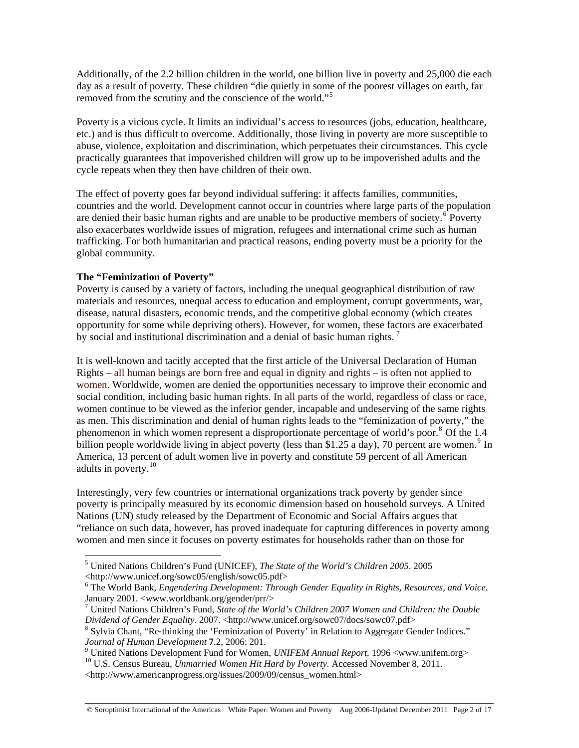Additionally, of the 2.2 billion children in the world, one billion live in poverty and 25,000 die each day as a result of poverty. These children "die quietly in some of the poorest villages on earth, far removed from the scrutiny and the conscience of the world."[5]

Poverty is a vicious cycle. It limits an individual's access to resources (jobs, education, healthcare, etc.) and is thus difficult to overcome. Additionally, those living in poverty are more susceptible to abuse, violence, exploitation and discrimination, which perpetuates their circumstances. This cycle practically guarantees that impoverished children will grow up to be impoverished adults and the cycle repeats when they then have children of their own.

The effect of poverty goes far beyond individual suffering: it affects families, communities, countries and the world. Development cannot occur in countries where large parts of the population are denied their basic human rights and are unable to be productive members of society.[6] Poverty also exacerbates worldwide issues of migration, refugees and international crime such as human trafficking. For both humanitarian and practical reasons, ending poverty must be a priority for the global community.

**The "Feminization of Poverty"**

Poverty is caused by a variety of factors, including the unequal geographical distribution of raw materials and resources, unequal access to education and employment, corrupt governments, war, disease, natural disasters, economic trends, and the competitive global economy (which creates opportunity for some while depriving others). However, for women, these factors are exacerbated by social and institutional discrimination and a denial of basic human rights.[7]

It is well-known and tacitly accepted that the first article of the Universal Declaration of Human Rights – all human beings are born free and equal in dignity and rights – is often not applied to women. Worldwide, women are denied the opportunities necessary to improve their economic and social condition, including basic human rights. In all parts of the world, regardless of class or race, women continue to be viewed as the inferior gender, incapable and undeserving of the same rights as men. This discrimination and denial of human rights leads to the "feminization of poverty," the phenomenon in which women represent a disproportionate percentage of world's poor.[8] Of the 1.4 billion people worldwide living in abject poverty (less than $1.25 a day), 70 percent are women.[9] In America, 13 percent of adult women live in poverty and constitute 59 percent of all American adults in poverty.[10]

Interestingly, very few countries or international organizations track poverty by gender since poverty is principally measured by its economic dimension based on household surveys. A United Nations (UN) study released by the Department of Economic and Social Affairs argues that "reliance on such data, however, has proved inadequate for capturing differences in poverty among women and men since it focuses on poverty estimates for households rather than on those for

---

[5] United Nations Children's Fund (UNICEF), *The State of the World's Children 2005*. 2005 <http://www.unicef.org/sowc05/english/sowc05.pdf>

[6] The World Bank, *Engendering Development: Through Gender Equality in Rights, Resources, and Voice*. January 2001. <www.worldbank.org/gender/prr/>

[7] United Nations Children's Fund, *State of the World's Children 2007 Women and Children: the Double Dividend of Gender Equality*. 2007. <http://www.unicef.org/sowc07/docs/sowc07.pdf>

[8] Sylvia Chant, "Re-thinking the 'Feminization of Poverty' in Relation to Aggregate Gender Indices." *Journal of Human Development* **7**.2, 2006: 201.

[9] United Nations Development Fund for Women, *UNIFEM Annual Report.* 1996 <www.unifem.org>

[10] U.S. Census Bureau, *Unmarried Women Hit Hard by Poverty.* Accessed November 8, 2011. <http://www.americanprogress.org/issues/2009/09/census_women.html>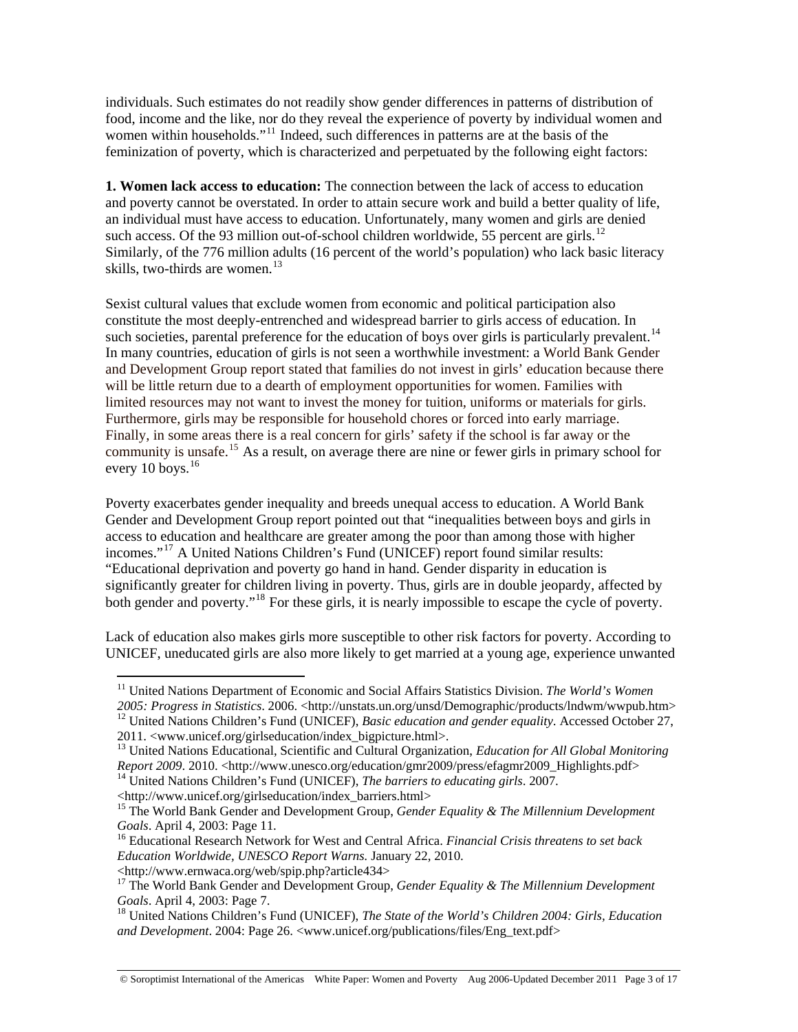individuals. Such estimates do not readily show gender differences in patterns of distribution of food, income and the like, nor do they reveal the experience of poverty by individual women and women within households."[11] Indeed, such differences in patterns are at the basis of the feminization of poverty, which is characterized and perpetuated by the following eight factors:

**1. Women lack access to education:** The connection between the lack of access to education and poverty cannot be overstated. In order to attain secure work and build a better quality of life, an individual must have access to education. Unfortunately, many women and girls are denied such access. Of the 93 million out-of-school children worldwide, 55 percent are girls.[12] Similarly, of the 776 million adults (16 percent of the world's population) who lack basic literacy skills, two-thirds are women.[13]

Sexist cultural values that exclude women from economic and political participation also constitute the most deeply-entrenched and widespread barrier to girls access of education. In such societies, parental preference for the education of boys over girls is particularly prevalent.[14] In many countries, education of girls is not seen a worthwhile investment: a World Bank Gender and Development Group report stated that families do not invest in girls' education because there will be little return due to a dearth of employment opportunities for women. Families with limited resources may not want to invest the money for tuition, uniforms or materials for girls. Furthermore, girls may be responsible for household chores or forced into early marriage. Finally, in some areas there is a real concern for girls' safety if the school is far away or the community is unsafe.[15] As a result, on average there are nine or fewer girls in primary school for every 10 boys.[16]

Poverty exacerbates gender inequality and breeds unequal access to education. A World Bank Gender and Development Group report pointed out that "inequalities between boys and girls in access to education and healthcare are greater among the poor than among those with higher incomes."[17] A United Nations Children's Fund (UNICEF) report found similar results: "Educational deprivation and poverty go hand in hand. Gender disparity in education is significantly greater for children living in poverty. Thus, girls are in double jeopardy, affected by both gender and poverty."[18] For these girls, it is nearly impossible to escape the cycle of poverty.

Lack of education also makes girls more susceptible to other risk factors for poverty. According to UNICEF, uneducated girls are also more likely to get married at a young age, experience unwanted

---

[11] United Nations Department of Economic and Social Affairs Statistics Division. *The World's Women 2005: Progress in Statistics*. 2006. <http://unstats.un.org/unsd/Demographic/products/lndwm/wwpub.htm>

[12] United Nations Children's Fund (UNICEF), *Basic education and gender equality*. Accessed October 27, 2011. <www.unicef.org/girlseducation/index_bigpicture.html>.

[13] United Nations Educational, Scientific and Cultural Organization, *Education for All Global Monitoring Report 2009*. 2010. <http://www.unesco.org/education/gmr2009/press/efagmr2009_Highlights.pdf>

[14] United Nations Children's Fund (UNICEF), *The barriers to educating girls*. 2007. <http://www.unicef.org/girlseducation/index_barriers.html>

[15] The World Bank Gender and Development Group, *Gender Equality & The Millennium Development Goals*. April 4, 2003: Page 11.

[16] Educational Research Network for West and Central Africa. *Financial Crisis threatens to set back Education Worldwide, UNESCO Report Warns.* January 22, 2010. <http://www.ernwaca.org/web/spip.php?article434>

[17] The World Bank Gender and Development Group, *Gender Equality & The Millennium Development Goals*. April 4, 2003: Page 7.

[18] United Nations Children's Fund (UNICEF), *The State of the World's Children 2004: Girls, Education and Development*. 2004: Page 26. <www.unicef.org/publications/files/Eng_text.pdf>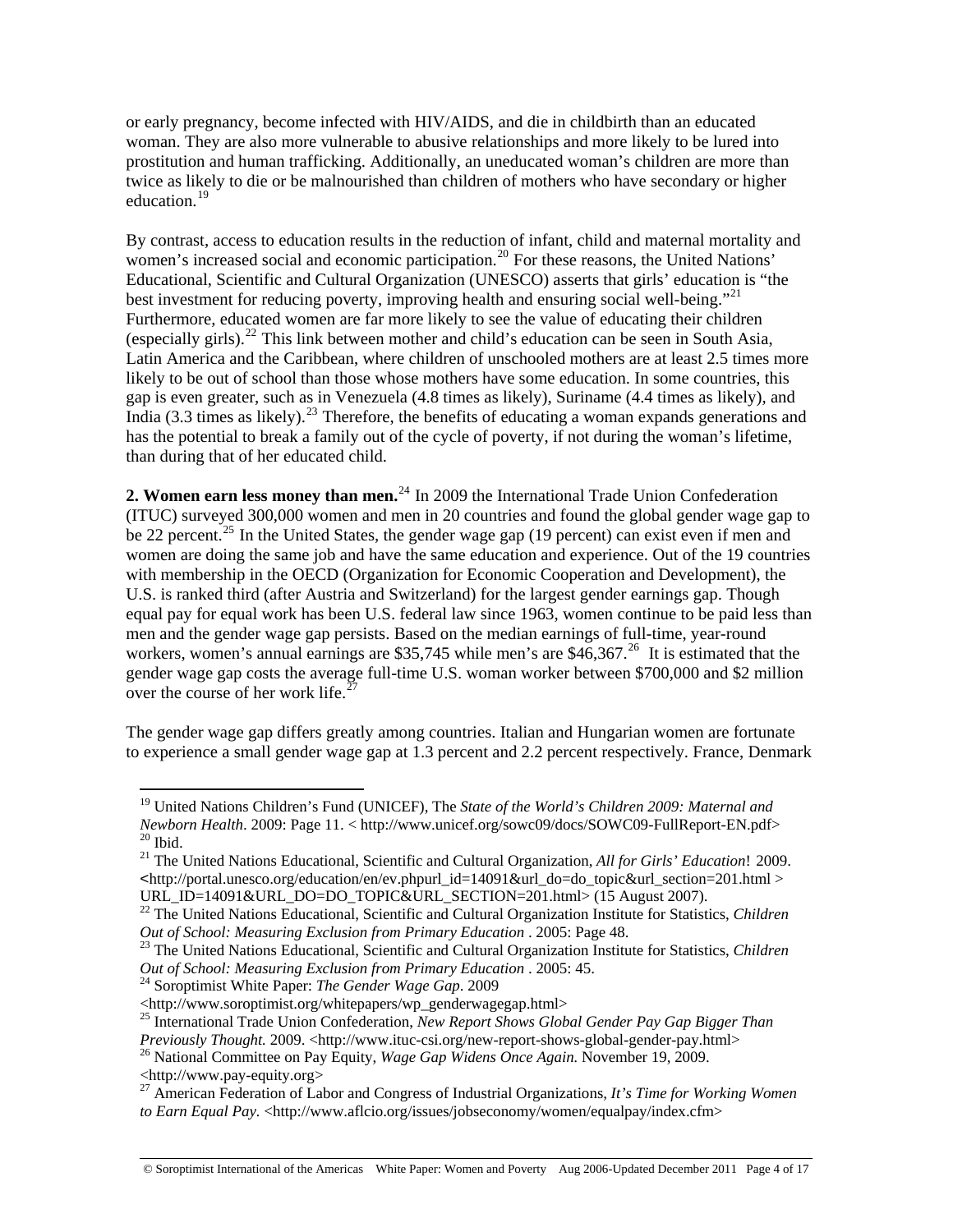or early pregnancy, become infected with HIV/AIDS, and die in childbirth than an educated woman. They are also more vulnerable to abusive relationships and more likely to be lured into prostitution and human trafficking. Additionally, an uneducated woman's children are more than twice as likely to die or be malnourished than children of mothers who have secondary or higher education.[19]

By contrast, access to education results in the reduction of infant, child and maternal mortality and women's increased social and economic participation.[20] For these reasons, the United Nations' Educational, Scientific and Cultural Organization (UNESCO) asserts that girls' education is "the best investment for reducing poverty, improving health and ensuring social well-being."[21] Furthermore, educated women are far more likely to see the value of educating their children (especially girls).[22] This link between mother and child's education can be seen in South Asia, Latin America and the Caribbean, where children of unschooled mothers are at least 2.5 times more likely to be out of school than those whose mothers have some education. In some countries, this gap is even greater, such as in Venezuela (4.8 times as likely), Suriname (4.4 times as likely), and India (3.3 times as likely).[23] Therefore, the benefits of educating a woman expands generations and has the potential to break a family out of the cycle of poverty, if not during the woman's lifetime, than during that of her educated child.

**2. Women earn less money than men.**[24] In 2009 the International Trade Union Confederation (ITUC) surveyed 300,000 women and men in 20 countries and found the global gender wage gap to be 22 percent.[25] In the United States, the gender wage gap (19 percent) can exist even if men and women are doing the same job and have the same education and experience. Out of the 19 countries with membership in the OECD (Organization for Economic Cooperation and Development), the U.S. is ranked third (after Austria and Switzerland) for the largest gender earnings gap. Though equal pay for equal work has been U.S. federal law since 1963, women continue to be paid less than men and the gender wage gap persists. Based on the median earnings of full-time, year-round workers, women's annual earnings are \$35,745 while men's are \$46,367.[26] It is estimated that the gender wage gap costs the average full-time U.S. woman worker between \$700,000 and \$2 million over the course of her work life.[27]

The gender wage gap differs greatly among countries. Italian and Hungarian women are fortunate to experience a small gender wage gap at 1.3 percent and 2.2 percent respectively. France, Denmark

---

[19] United Nations Children's Fund (UNICEF), The *State of the World's Children 2009: Maternal and Newborn Health*. 2009: Page 11. < http://www.unicef.org/sowc09/docs/SOWC09-FullReport-EN.pdf>
[20] Ibid.
[21] The United Nations Educational, Scientific and Cultural Organization, *All for Girls' Education*! 2009. <http://portal.unesco.org/education/en/ev.phpurl_id=14091&url_do=do_topic&url_section=201.html > URL_ID=14091&URL_DO=DO_TOPIC&URL_SECTION=201.html> (15 August 2007).
[22] The United Nations Educational, Scientific and Cultural Organization Institute for Statistics, *Children Out of School: Measuring Exclusion from Primary Education* . 2005: Page 48.
[23] The United Nations Educational, Scientific and Cultural Organization Institute for Statistics, *Children Out of School: Measuring Exclusion from Primary Education* . 2005: 45.
[24] Soroptimist White Paper: *The Gender Wage Gap*. 2009 <http://www.soroptimist.org/whitepapers/wp_genderwagegap.html>
[25] International Trade Union Confederation, *New Report Shows Global Gender Pay Gap Bigger Than Previously Thought.* 2009. <http://www.ituc-csi.org/new-report-shows-global-gender-pay.html>
[26] National Committee on Pay Equity, *Wage Gap Widens Once Again.* November 19, 2009. <http://www.pay-equity.org>
[27] American Federation of Labor and Congress of Industrial Organizations, *It's Time for Working Women to Earn Equal Pay.* <http://www.aflcio.org/issues/jobseconomy/women/equalpay/index.cfm>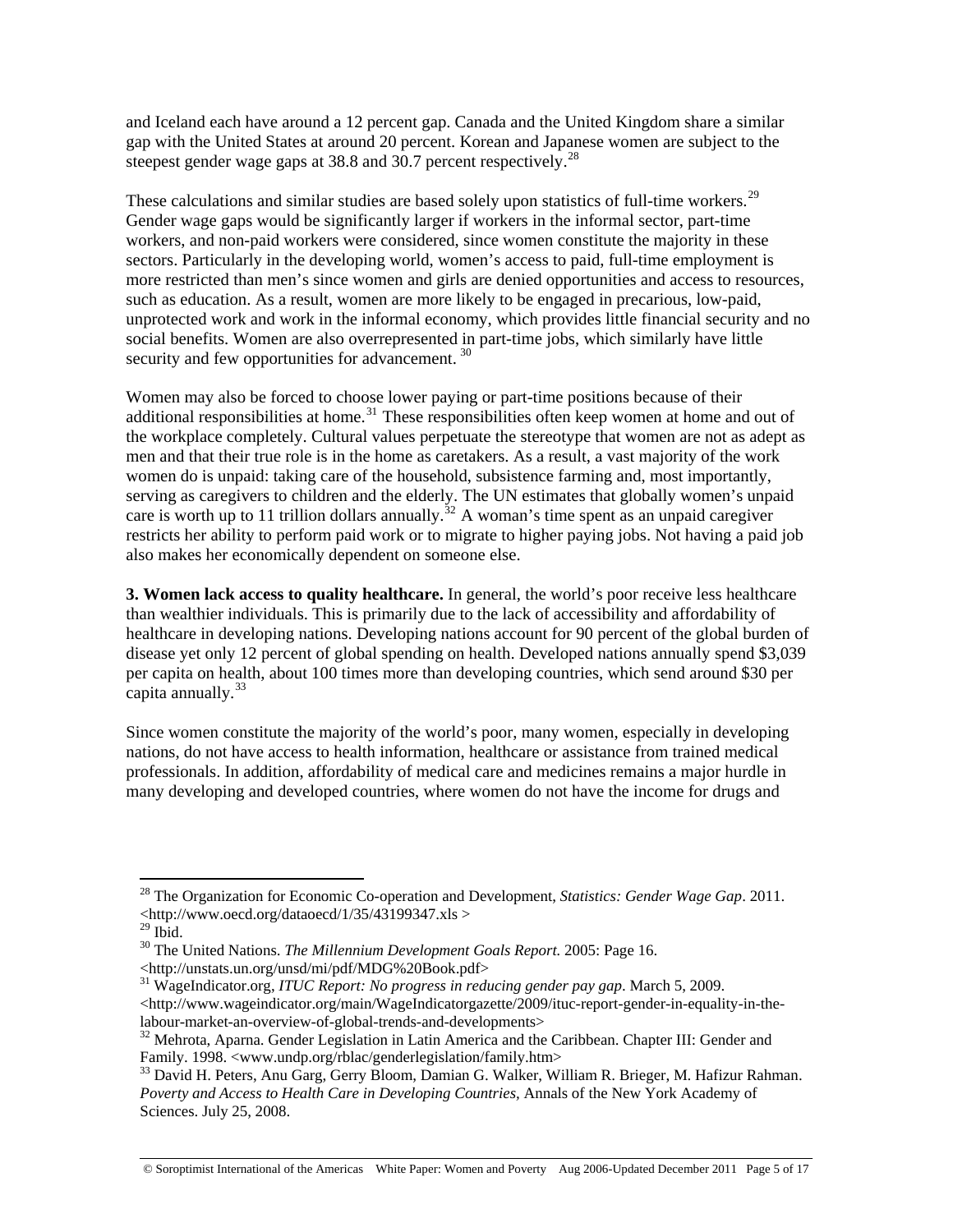and Iceland each have around a 12 percent gap. Canada and the United Kingdom share a similar gap with the United States at around 20 percent. Korean and Japanese women are subject to the steepest gender wage gaps at 38.8 and 30.7 percent respectively.[28]

These calculations and similar studies are based solely upon statistics of full-time workers.[29] Gender wage gaps would be significantly larger if workers in the informal sector, part-time workers, and non-paid workers were considered, since women constitute the majority in these sectors. Particularly in the developing world, women's access to paid, full-time employment is more restricted than men's since women and girls are denied opportunities and access to resources, such as education. As a result, women are more likely to be engaged in precarious, low-paid, unprotected work and work in the informal economy, which provides little financial security and no social benefits. Women are also overrepresented in part-time jobs, which similarly have little security and few opportunities for advancement.[30]

Women may also be forced to choose lower paying or part-time positions because of their additional responsibilities at home.[31] These responsibilities often keep women at home and out of the workplace completely. Cultural values perpetuate the stereotype that women are not as adept as men and that their true role is in the home as caretakers. As a result, a vast majority of the work women do is unpaid: taking care of the household, subsistence farming and, most importantly, serving as caregivers to children and the elderly. The UN estimates that globally women's unpaid care is worth up to 11 trillion dollars annually.[32] A woman's time spent as an unpaid caregiver restricts her ability to perform paid work or to migrate to higher paying jobs. Not having a paid job also makes her economically dependent on someone else.

**3. Women lack access to quality healthcare.** In general, the world's poor receive less healthcare than wealthier individuals. This is primarily due to the lack of accessibility and affordability of healthcare in developing nations. Developing nations account for 90 percent of the global burden of disease yet only 12 percent of global spending on health. Developed nations annually spend $3,039 per capita on health, about 100 times more than developing countries, which send around $30 per capita annually.[33]

Since women constitute the majority of the world's poor, many women, especially in developing nations, do not have access to health information, healthcare or assistance from trained medical professionals. In addition, affordability of medical care and medicines remains a major hurdle in many developing and developed countries, where women do not have the income for drugs and

---

[28] The Organization for Economic Co-operation and Development, *Statistics: Gender Wage Gap*. 2011. <http://www.oecd.org/dataoecd/1/35/43199347.xls >

[29] Ibid.

[30] The United Nations. *The Millennium Development Goals Report.* 2005: Page 16. <http://unstats.un.org/unsd/mi/pdf/MDG%20Book.pdf>

[31] WageIndicator.org, *ITUC Report: No progress in reducing gender pay gap*. March 5, 2009. <http://www.wageindicator.org/main/WageIndicatorgazette/2009/ituc-report-gender-in-equality-in-the-labour-market-an-overview-of-global-trends-and-developments>

[32] Mehrota, Aparna. Gender Legislation in Latin America and the Caribbean. Chapter III: Gender and Family. 1998. <www.undp.org/rblac/genderlegislation/family.htm>

[33] David H. Peters, Anu Garg, Gerry Bloom, Damian G. Walker, William R. Brieger, M. Hafizur Rahman. *Poverty and Access to Health Care in Developing Countries,* Annals of the New York Academy of Sciences. July 25, 2008.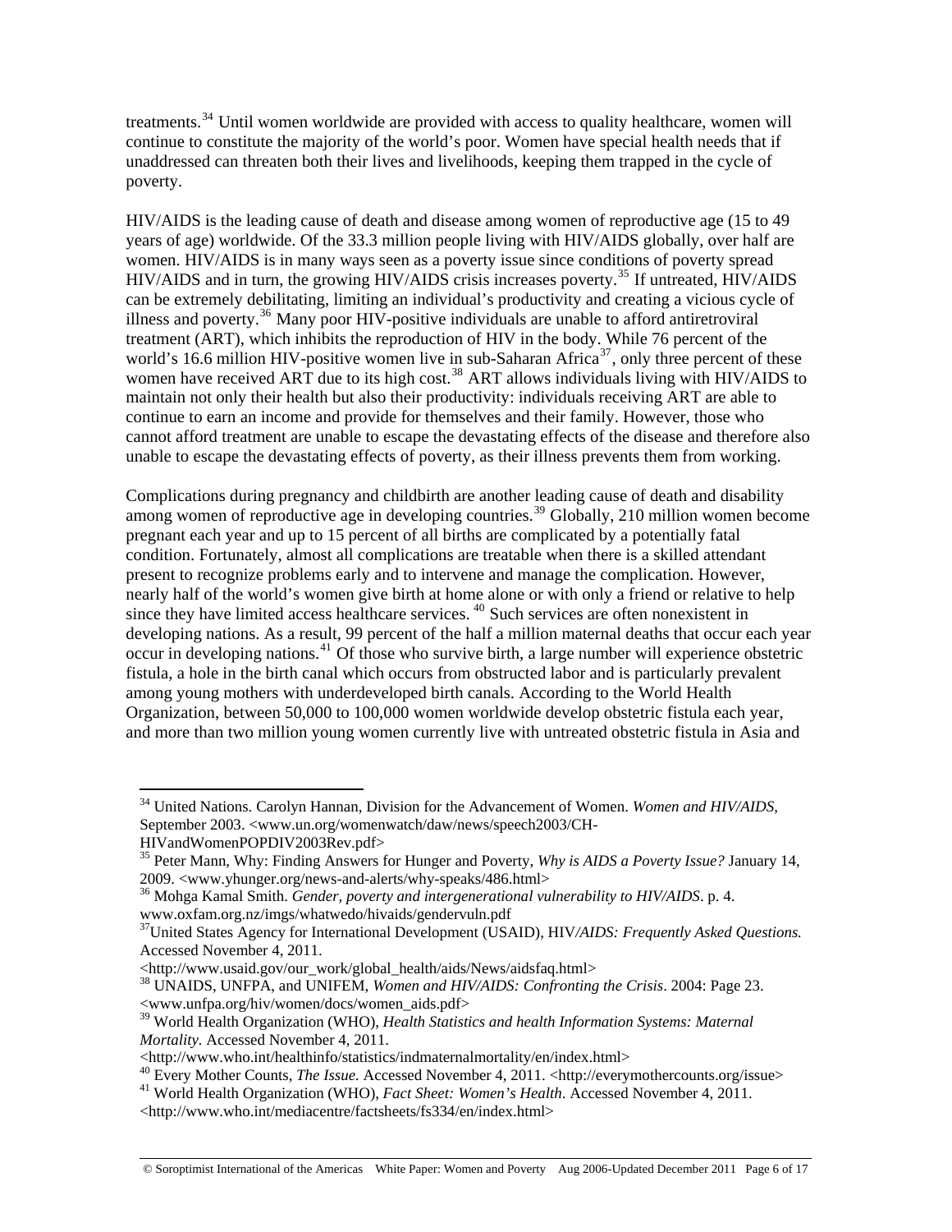treatments.[34] Until women worldwide are provided with access to quality healthcare, women will continue to constitute the majority of the world's poor. Women have special health needs that if unaddressed can threaten both their lives and livelihoods, keeping them trapped in the cycle of poverty.

HIV/AIDS is the leading cause of death and disease among women of reproductive age (15 to 49 years of age) worldwide. Of the 33.3 million people living with HIV/AIDS globally, over half are women. HIV/AIDS is in many ways seen as a poverty issue since conditions of poverty spread HIV/AIDS and in turn, the growing HIV/AIDS crisis increases poverty.[35] If untreated, HIV/AIDS can be extremely debilitating, limiting an individual's productivity and creating a vicious cycle of illness and poverty.[36] Many poor HIV-positive individuals are unable to afford antiretroviral treatment (ART), which inhibits the reproduction of HIV in the body. While 76 percent of the world's 16.6 million HIV-positive women live in sub-Saharan Africa[37], only three percent of these women have received ART due to its high cost.[38] ART allows individuals living with HIV/AIDS to maintain not only their health but also their productivity: individuals receiving ART are able to continue to earn an income and provide for themselves and their family. However, those who cannot afford treatment are unable to escape the devastating effects of the disease and therefore also unable to escape the devastating effects of poverty, as their illness prevents them from working.

Complications during pregnancy and childbirth are another leading cause of death and disability among women of reproductive age in developing countries.[39] Globally, 210 million women become pregnant each year and up to 15 percent of all births are complicated by a potentially fatal condition. Fortunately, almost all complications are treatable when there is a skilled attendant present to recognize problems early and to intervene and manage the complication. However, nearly half of the world's women give birth at home alone or with only a friend or relative to help since they have limited access healthcare services.[40] Such services are often nonexistent in developing nations. As a result, 99 percent of the half a million maternal deaths that occur each year occur in developing nations.[41] Of those who survive birth, a large number will experience obstetric fistula, a hole in the birth canal which occurs from obstructed labor and is particularly prevalent among young mothers with underdeveloped birth canals. According to the World Health Organization, between 50,000 to 100,000 women worldwide develop obstetric fistula each year, and more than two million young women currently live with untreated obstetric fistula in Asia and

---

[34] United Nations. Carolyn Hannan, Division for the Advancement of Women. *Women and HIV/AIDS*, September 2003. <www.un.org/womenwatch/daw/news/speech2003/CH-HIVandWomenPOPDIV2003Rev.pdf>

[35] Peter Mann, Why: Finding Answers for Hunger and Poverty, *Why is AIDS a Poverty Issue?* January 14, 2009. <www.yhunger.org/news-and-alerts/why-speaks/486.html>

[36] Mohga Kamal Smith. *Gender, poverty and intergenerational vulnerability to HIV/AIDS*. p. 4. www.oxfam.org.nz/imgs/whatwedo/hivaids/gendervuln.pdf

[37] United States Agency for International Development (USAID), HIV*/AIDS: Frequently Asked Questions.* Accessed November 4, 2011. <http://www.usaid.gov/our_work/global_health/aids/News/aidsfaq.html>

[38] UNAIDS, UNFPA, and UNIFEM, *Women and HIV/AIDS: Confronting the Crisis*. 2004: Page 23. <www.unfpa.org/hiv/women/docs/women_aids.pdf>

[39] World Health Organization (WHO), *Health Statistics and health Information Systems: Maternal Mortality.* Accessed November 4, 2011. <http://www.who.int/healthinfo/statistics/indmaternalmortality/en/index.html>

[40] Every Mother Counts, *The Issue.* Accessed November 4, 2011. <http://everymothercounts.org/issue>

[41] World Health Organization (WHO), *Fact Sheet: Women's Health*. Accessed November 4, 2011. <http://www.who.int/mediacentre/factsheets/fs334/en/index.html>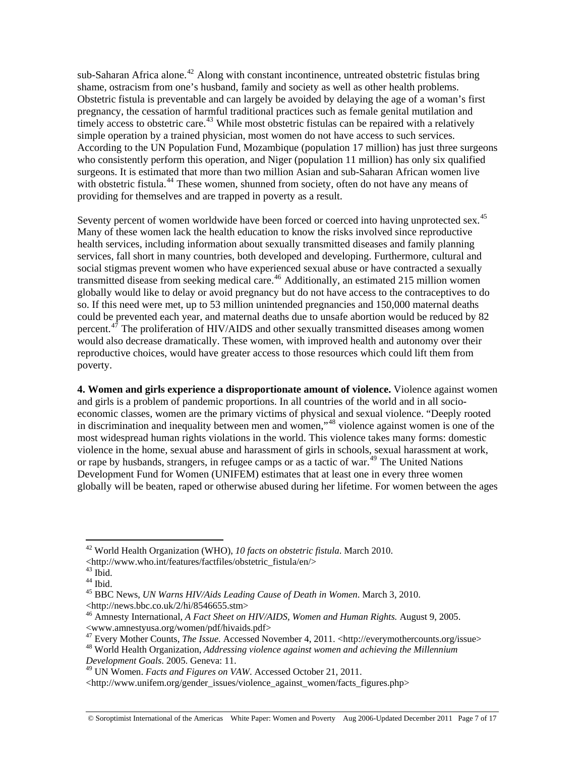sub-Saharan Africa alone.[42] Along with constant incontinence, untreated obstetric fistulas bring shame, ostracism from one's husband, family and society as well as other health problems. Obstetric fistula is preventable and can largely be avoided by delaying the age of a woman's first pregnancy, the cessation of harmful traditional practices such as female genital mutilation and timely access to obstetric care.[43] While most obstetric fistulas can be repaired with a relatively simple operation by a trained physician, most women do not have access to such services. According to the UN Population Fund, Mozambique (population 17 million) has just three surgeons who consistently perform this operation, and Niger (population 11 million) has only six qualified surgeons. It is estimated that more than two million Asian and sub-Saharan African women live with obstetric fistula.[44] These women, shunned from society, often do not have any means of providing for themselves and are trapped in poverty as a result.

Seventy percent of women worldwide have been forced or coerced into having unprotected sex.[45] Many of these women lack the health education to know the risks involved since reproductive health services, including information about sexually transmitted diseases and family planning services, fall short in many countries, both developed and developing. Furthermore, cultural and social stigmas prevent women who have experienced sexual abuse or have contracted a sexually transmitted disease from seeking medical care.[46] Additionally, an estimated 215 million women globally would like to delay or avoid pregnancy but do not have access to the contraceptives to do so. If this need were met, up to 53 million unintended pregnancies and 150,000 maternal deaths could be prevented each year, and maternal deaths due to unsafe abortion would be reduced by 82 percent.[47] The proliferation of HIV/AIDS and other sexually transmitted diseases among women would also decrease dramatically. These women, with improved health and autonomy over their reproductive choices, would have greater access to those resources which could lift them from poverty.

**4. Women and girls experience a disproportionate amount of violence.** Violence against women and girls is a problem of pandemic proportions. In all countries of the world and in all socio-economic classes, women are the primary victims of physical and sexual violence. "Deeply rooted in discrimination and inequality between men and women,"[48] violence against women is one of the most widespread human rights violations in the world. This violence takes many forms: domestic violence in the home, sexual abuse and harassment of girls in schools, sexual harassment at work, or rape by husbands, strangers, in refugee camps or as a tactic of war.[49] The United Nations Development Fund for Women (UNIFEM) estimates that at least one in every three women globally will be beaten, raped or otherwise abused during her lifetime. For women between the ages

---

[42] World Health Organization (WHO), *10 facts on obstetric fistula*. March 2010. <http://www.who.int/features/factfiles/obstetric_fistula/en/>
[43] Ibid.
[44] Ibid.
[45] BBC News, *UN Warns HIV/Aids Leading Cause of Death in Women*. March 3, 2010. <http://news.bbc.co.uk/2/hi/8546655.stm>
[46] Amnesty International, *A Fact Sheet on HIV/AIDS, Women and Human Rights.* August 9, 2005. <www.amnestyusa.org/women/pdf/hivaids.pdf>
[47] Every Mother Counts, *The Issue.* Accessed November 4, 2011. <http://everymothercounts.org/issue>
[48] World Health Organization, *Addressing violence against women and achieving the Millennium Development Goals*. 2005. Geneva: 11.
[49] UN Women. *Facts and Figures on VAW*. Accessed October 21, 2011. <http://www.unifem.org/gender_issues/violence_against_women/facts_figures.php>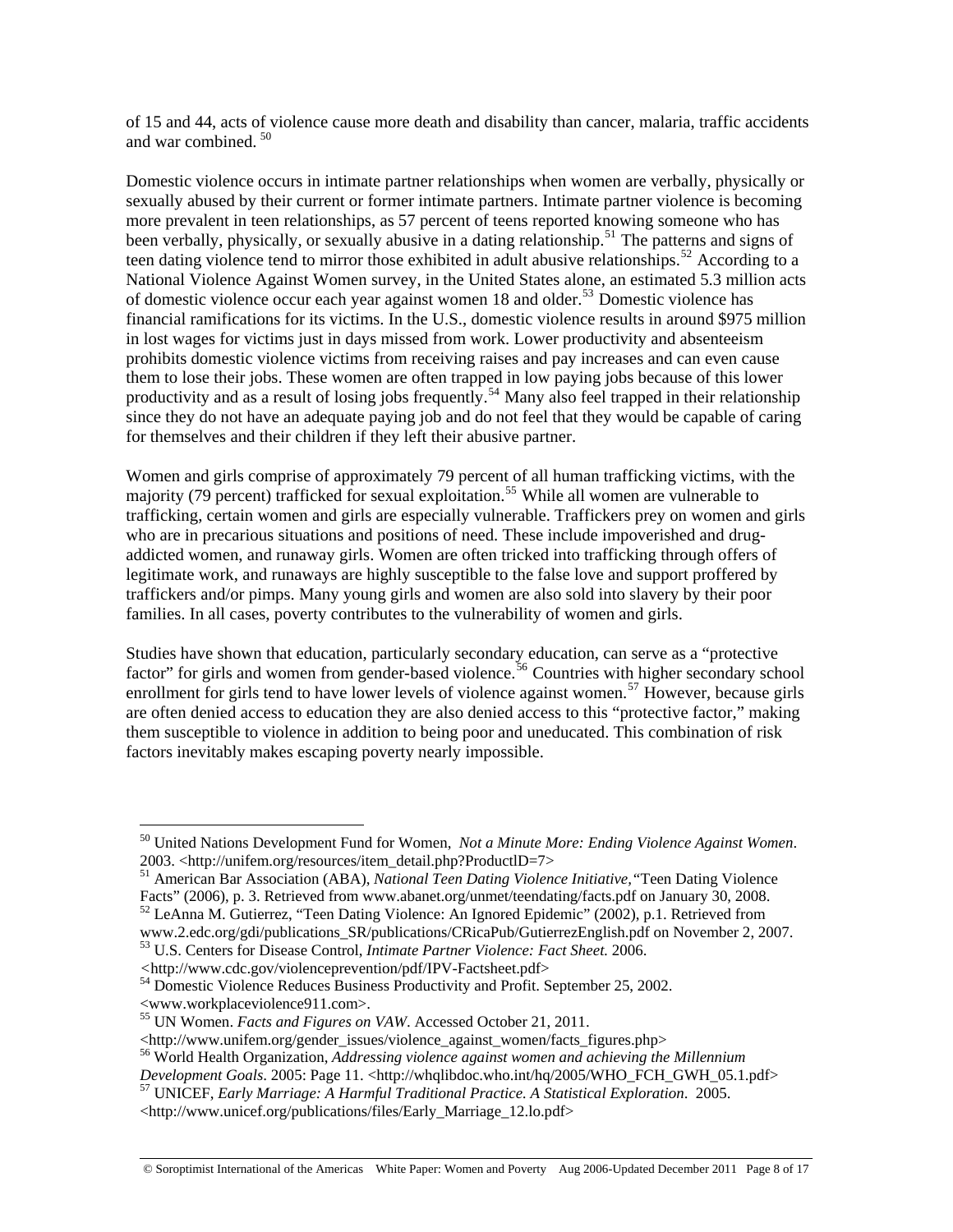of 15 and 44, acts of violence cause more death and disability than cancer, malaria, traffic accidents and war combined. [50]

Domestic violence occurs in intimate partner relationships when women are verbally, physically or sexually abused by their current or former intimate partners. Intimate partner violence is becoming more prevalent in teen relationships, as 57 percent of teens reported knowing someone who has been verbally, physically, or sexually abusive in a dating relationship.[51] The patterns and signs of teen dating violence tend to mirror those exhibited in adult abusive relationships.[52] According to a National Violence Against Women survey, in the United States alone, an estimated 5.3 million acts of domestic violence occur each year against women 18 and older.[53] Domestic violence has financial ramifications for its victims. In the U.S., domestic violence results in around $975 million in lost wages for victims just in days missed from work. Lower productivity and absenteeism prohibits domestic violence victims from receiving raises and pay increases and can even cause them to lose their jobs. These women are often trapped in low paying jobs because of this lower productivity and as a result of losing jobs frequently.[54] Many also feel trapped in their relationship since they do not have an adequate paying job and do not feel that they would be capable of caring for themselves and their children if they left their abusive partner.

Women and girls comprise of approximately 79 percent of all human trafficking victims, with the majority (79 percent) trafficked for sexual exploitation.[55] While all women are vulnerable to trafficking, certain women and girls are especially vulnerable. Traffickers prey on women and girls who are in precarious situations and positions of need. These include impoverished and drug-addicted women, and runaway girls. Women are often tricked into trafficking through offers of legitimate work, and runaways are highly susceptible to the false love and support proffered by traffickers and/or pimps. Many young girls and women are also sold into slavery by their poor families. In all cases, poverty contributes to the vulnerability of women and girls.

Studies have shown that education, particularly secondary education, can serve as a "protective factor" for girls and women from gender-based violence.[56] Countries with higher secondary school enrollment for girls tend to have lower levels of violence against women.[57] However, because girls are often denied access to education they are also denied access to this "protective factor," making them susceptible to violence in addition to being poor and uneducated. This combination of risk factors inevitably makes escaping poverty nearly impossible.

---

[50] United Nations Development Fund for Women, *Not a Minute More: Ending Violence Against Women*. 2003. <http://unifem.org/resources/item_detail.php?ProductID=7>

[51] American Bar Association (ABA), *National Teen Dating Violence Initiative,* "Teen Dating Violence Facts" (2006), p. 3. Retrieved from www.abanet.org/unmet/teendating/facts.pdf on January 30, 2008.

[52] LeAnna M. Gutierrez, "Teen Dating Violence: An Ignored Epidemic" (2002), p.1. Retrieved from www.2.edc.org/gdi/publications_SR/publications/CRicaPub/GutierrezEnglish.pdf on November 2, 2007.

[53] U.S. Centers for Disease Control, *Intimate Partner Violence: Fact Sheet.* 2006. <http://www.cdc.gov/violenceprevention/pdf/IPV-Factsheet.pdf>

[54] Domestic Violence Reduces Business Productivity and Profit. September 25, 2002. <www.workplaceviolence911.com>.

[55] UN Women. *Facts and Figures on VAW*. Accessed October 21, 2011. <http://www.unifem.org/gender_issues/violence_against_women/facts_figures.php>

[56] World Health Organization, *Addressing violence against women and achieving the Millennium Development Goals*. 2005: Page 11. <http://whqlibdoc.who.int/hq/2005/WHO_FCH_GWH_05.1.pdf>

[57] UNICEF, *Early Marriage: A Harmful Traditional Practice. A Statistical Exploration*. 2005. <http://www.unicef.org/publications/files/Early_Marriage_12.lo.pdf>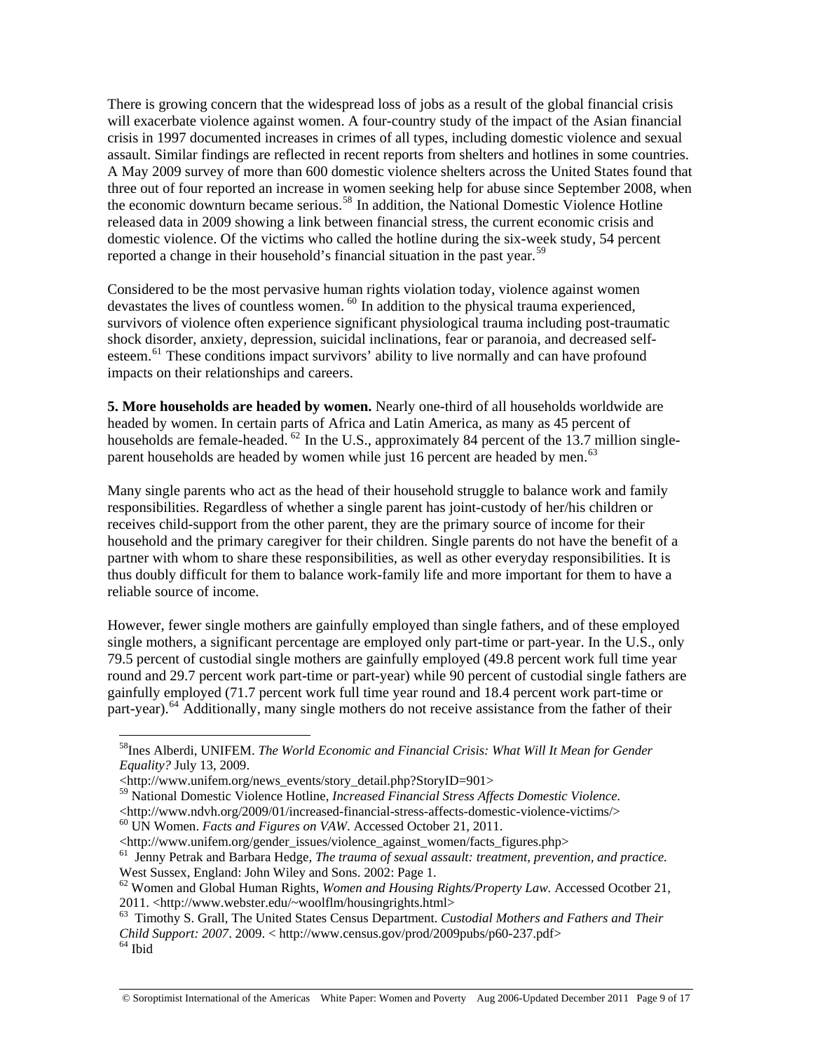There is growing concern that the widespread loss of jobs as a result of the global financial crisis will exacerbate violence against women. A four-country study of the impact of the Asian financial crisis in 1997 documented increases in crimes of all types, including domestic violence and sexual assault. Similar findings are reflected in recent reports from shelters and hotlines in some countries. A May 2009 survey of more than 600 domestic violence shelters across the United States found that three out of four reported an increase in women seeking help for abuse since September 2008, when the economic downturn became serious.[58] In addition, the National Domestic Violence Hotline released data in 2009 showing a link between financial stress, the current economic crisis and domestic violence. Of the victims who called the hotline during the six-week study, 54 percent reported a change in their household's financial situation in the past year.[59]

Considered to be the most pervasive human rights violation today, violence against women devastates the lives of countless women. [60] In addition to the physical trauma experienced, survivors of violence often experience significant physiological trauma including post-traumatic shock disorder, anxiety, depression, suicidal inclinations, fear or paranoia, and decreased self-esteem.[61] These conditions impact survivors' ability to live normally and can have profound impacts on their relationships and careers.

**5. More households are headed by women.** Nearly one-third of all households worldwide are headed by women. In certain parts of Africa and Latin America, as many as 45 percent of households are female-headed. [62] In the U.S., approximately 84 percent of the 13.7 million single-parent households are headed by women while just 16 percent are headed by men.[63]

Many single parents who act as the head of their household struggle to balance work and family responsibilities. Regardless of whether a single parent has joint-custody of her/his children or receives child-support from the other parent, they are the primary source of income for their household and the primary caregiver for their children. Single parents do not have the benefit of a partner with whom to share these responsibilities, as well as other everyday responsibilities. It is thus doubly difficult for them to balance work-family life and more important for them to have a reliable source of income.

However, fewer single mothers are gainfully employed than single fathers, and of these employed single mothers, a significant percentage are employed only part-time or part-year. In the U.S., only 79.5 percent of custodial single mothers are gainfully employed (49.8 percent work full time year round and 29.7 percent work part-time or part-year) while 90 percent of custodial single fathers are gainfully employed (71.7 percent work full time year round and 18.4 percent work part-time or part-year).[64] Additionally, many single mothers do not receive assistance from the father of their

---

[58] Ines Alberdi, UNIFEM. *The World Economic and Financial Crisis: What Will It Mean for Gender Equality?* July 13, 2009. <http://www.unifem.org/news_events/story_detail.php?StoryID=901>

[59] National Domestic Violence Hotline, *Increased Financial Stress Affects Domestic Violence.* <http://www.ndvh.org/2009/01/increased-financial-stress-affects-domestic-violence-victims/>

[60] UN Women. *Facts and Figures on VAW*. Accessed October 21, 2011. <http://www.unifem.org/gender_issues/violence_against_women/facts_figures.php>

[61] Jenny Petrak and Barbara Hedge, *The trauma of sexual assault: treatment, prevention, and practice.* West Sussex, England: John Wiley and Sons. 2002: Page 1.

[62] Women and Global Human Rights, *Women and Housing Rights/Property Law.* Accessed Ocotber 21, 2011. <http://www.webster.edu/~woolflm/housingrights.html>

[63] Timothy S. Grall, The United States Census Department. *Custodial Mothers and Fathers and Their Child Support: 2007*. 2009. < http://www.census.gov/prod/2009pubs/p60-237.pdf>

[64] Ibid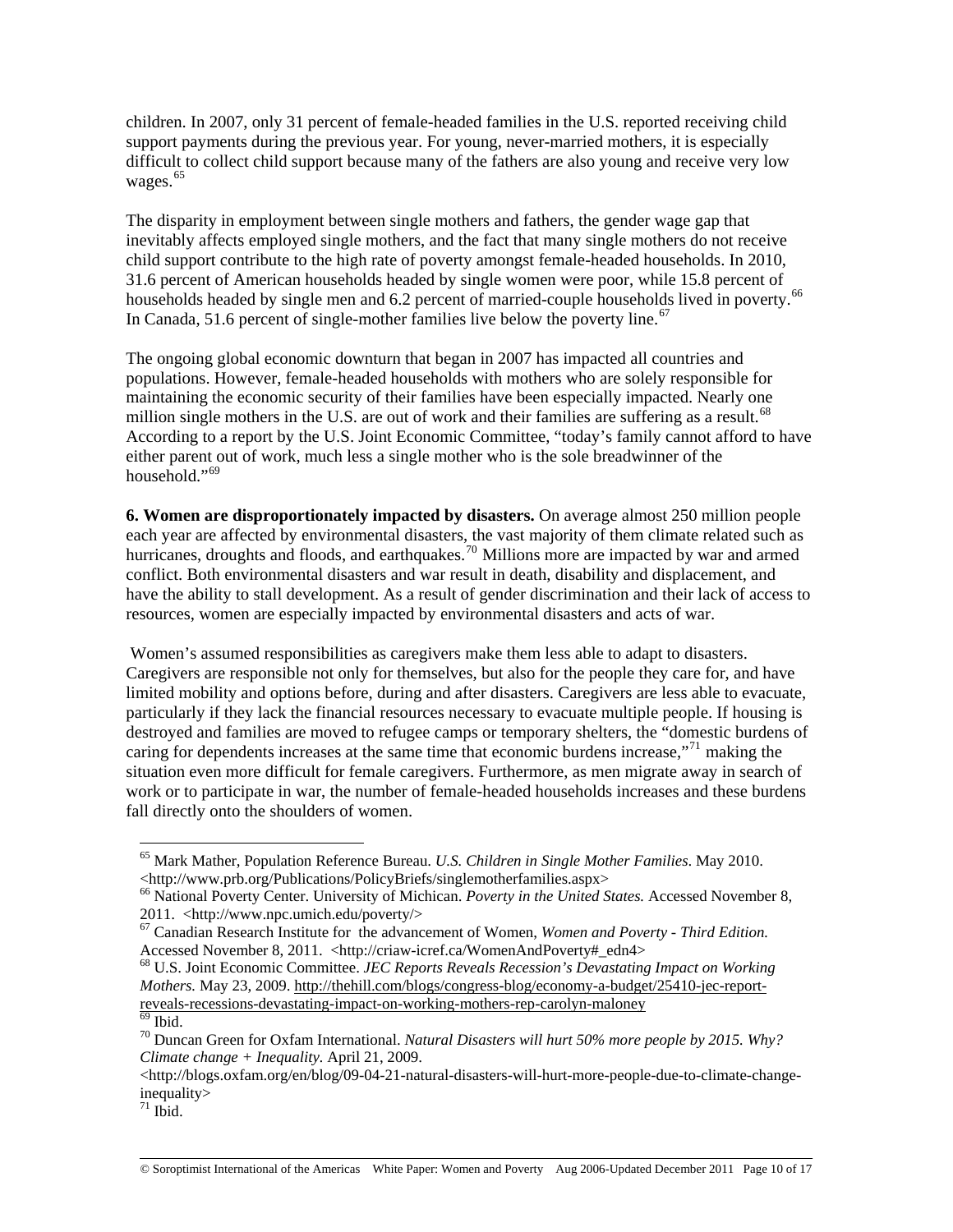children. In 2007, only 31 percent of female-headed families in the U.S. reported receiving child support payments during the previous year. For young, never-married mothers, it is especially difficult to collect child support because many of the fathers are also young and receive very low wages.[65]

The disparity in employment between single mothers and fathers, the gender wage gap that inevitably affects employed single mothers, and the fact that many single mothers do not receive child support contribute to the high rate of poverty amongst female-headed households. In 2010, 31.6 percent of American households headed by single women were poor, while 15.8 percent of households headed by single men and 6.2 percent of married-couple households lived in poverty.[66] In Canada, 51.6 percent of single-mother families live below the poverty line.[67]

The ongoing global economic downturn that began in 2007 has impacted all countries and populations. However, female-headed households with mothers who are solely responsible for maintaining the economic security of their families have been especially impacted. Nearly one million single mothers in the U.S. are out of work and their families are suffering as a result.[68] According to a report by the U.S. Joint Economic Committee, "today's family cannot afford to have either parent out of work, much less a single mother who is the sole breadwinner of the household."[69]

**6. Women are disproportionately impacted by disasters.** On average almost 250 million people each year are affected by environmental disasters, the vast majority of them climate related such as hurricanes, droughts and floods, and earthquakes.[70] Millions more are impacted by war and armed conflict. Both environmental disasters and war result in death, disability and displacement, and have the ability to stall development. As a result of gender discrimination and their lack of access to resources, women are especially impacted by environmental disasters and acts of war.

Women's assumed responsibilities as caregivers make them less able to adapt to disasters. Caregivers are responsible not only for themselves, but also for the people they care for, and have limited mobility and options before, during and after disasters. Caregivers are less able to evacuate, particularly if they lack the financial resources necessary to evacuate multiple people. If housing is destroyed and families are moved to refugee camps or temporary shelters, the "domestic burdens of caring for dependents increases at the same time that economic burdens increase,"[71] making the situation even more difficult for female caregivers. Furthermore, as men migrate away in search of work or to participate in war, the number of female-headed households increases and these burdens fall directly onto the shoulders of women.

---

[65] Mark Mather, Population Reference Bureau. *U.S. Children in Single Mother Families*. May 2010. <http://www.prb.org/Publications/PolicyBriefs/singlemotherfamilies.aspx>

[66] National Poverty Center. University of Michican. *Poverty in the United States.* Accessed November 8, 2011. <http://www.npc.umich.edu/poverty/>

[67] Canadian Research Institute for the advancement of Women, *Women and Poverty - Third Edition.* Accessed November 8, 2011. <http://criaw-icref.ca/WomenAndPoverty#_edn4>

[68] U.S. Joint Economic Committee. *JEC Reports Reveals Recession's Devastating Impact on Working Mothers.* May 23, 2009. http://thehill.com/blogs/congress-blog/economy-a-budget/25410-jec-report-reveals-recessions-devastating-impact-on-working-mothers-rep-carolyn-maloney

[69] Ibid.

[70] Duncan Green for Oxfam International. *Natural Disasters will hurt 50% more people by 2015. Why? Climate change + Inequality*. April 21, 2009. <http://blogs.oxfam.org/en/blog/09-04-21-natural-disasters-will-hurt-more-people-due-to-climate-change-inequality>

[71] Ibid.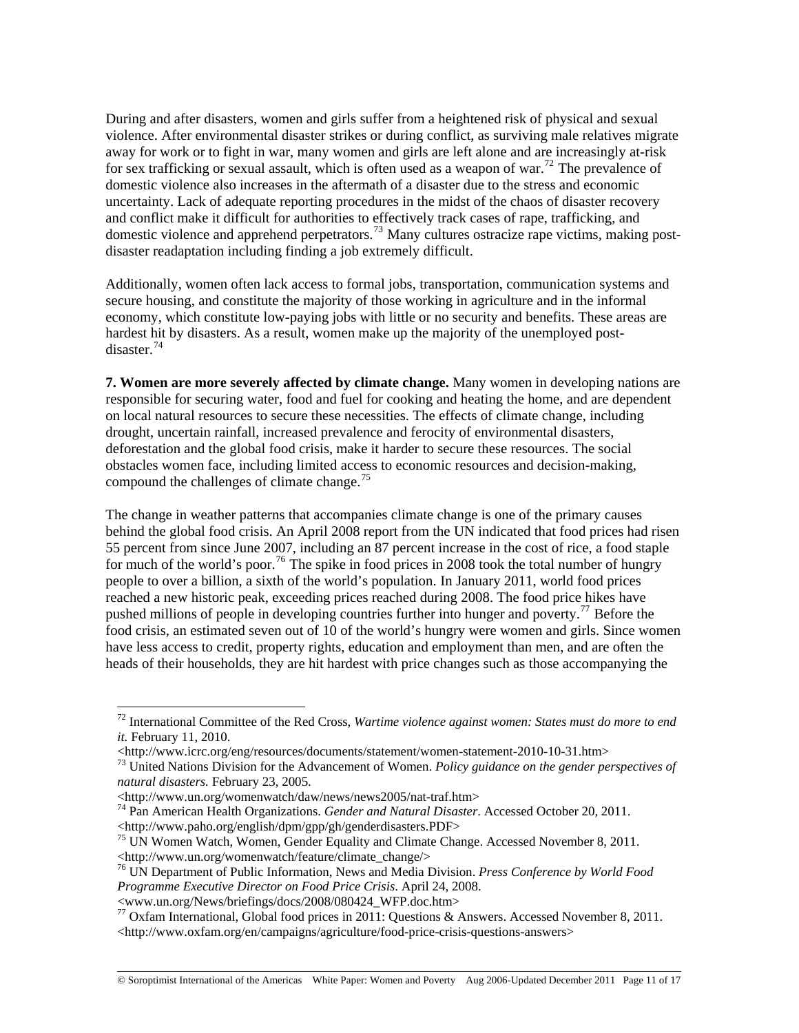During and after disasters, women and girls suffer from a heightened risk of physical and sexual violence. After environmental disaster strikes or during conflict, as surviving male relatives migrate away for work or to fight in war, many women and girls are left alone and are increasingly at-risk for sex trafficking or sexual assault, which is often used as a weapon of war.[72] The prevalence of domestic violence also increases in the aftermath of a disaster due to the stress and economic uncertainty. Lack of adequate reporting procedures in the midst of the chaos of disaster recovery and conflict make it difficult for authorities to effectively track cases of rape, trafficking, and domestic violence and apprehend perpetrators.[73] Many cultures ostracize rape victims, making post-disaster readaptation including finding a job extremely difficult.

Additionally, women often lack access to formal jobs, transportation, communication systems and secure housing, and constitute the majority of those working in agriculture and in the informal economy, which constitute low-paying jobs with little or no security and benefits. These areas are hardest hit by disasters. As a result, women make up the majority of the unemployed post-disaster.[74]

**7. Women are more severely affected by climate change.** Many women in developing nations are responsible for securing water, food and fuel for cooking and heating the home, and are dependent on local natural resources to secure these necessities. The effects of climate change, including drought, uncertain rainfall, increased prevalence and ferocity of environmental disasters, deforestation and the global food crisis, make it harder to secure these resources. The social obstacles women face, including limited access to economic resources and decision-making, compound the challenges of climate change.[75]

The change in weather patterns that accompanies climate change is one of the primary causes behind the global food crisis. An April 2008 report from the UN indicated that food prices had risen 55 percent from since June 2007, including an 87 percent increase in the cost of rice, a food staple for much of the world's poor.[76] The spike in food prices in 2008 took the total number of hungry people to over a billion, a sixth of the world's population. In January 2011, world food prices reached a new historic peak, exceeding prices reached during 2008. The food price hikes have pushed millions of people in developing countries further into hunger and poverty.[77] Before the food crisis, an estimated seven out of 10 of the world's hungry were women and girls. Since women have less access to credit, property rights, education and employment than men, and are often the heads of their households, they are hit hardest with price changes such as those accompanying the

---

[72] International Committee of the Red Cross, *Wartime violence against women: States must do more to end it.* February 11, 2010. <http://www.icrc.org/eng/resources/documents/statement/women-statement-2010-10-31.htm>

[73] United Nations Division for the Advancement of Women. *Policy guidance on the gender perspectives of natural disasters.* February 23, 2005. <http://www.un.org/womenwatch/daw/news/news2005/nat-traf.htm>

[74] Pan American Health Organizations. *Gender and Natural Disaster*. Accessed October 20, 2011. <http://www.paho.org/english/dpm/gpp/gh/genderdisasters.PDF>

[75] UN Women Watch, Women, Gender Equality and Climate Change. Accessed November 8, 2011. <http://www.un.org/womenwatch/feature/climate_change/>

[76] UN Department of Public Information, News and Media Division. *Press Conference by World Food Programme Executive Director on Food Price Crisis*. April 24, 2008. <www.un.org/News/briefings/docs/2008/080424_WFP.doc.htm>

[77] Oxfam International, Global food prices in 2011: Questions & Answers. Accessed November 8, 2011. <http://www.oxfam.org/en/campaigns/agriculture/food-price-crisis-questions-answers>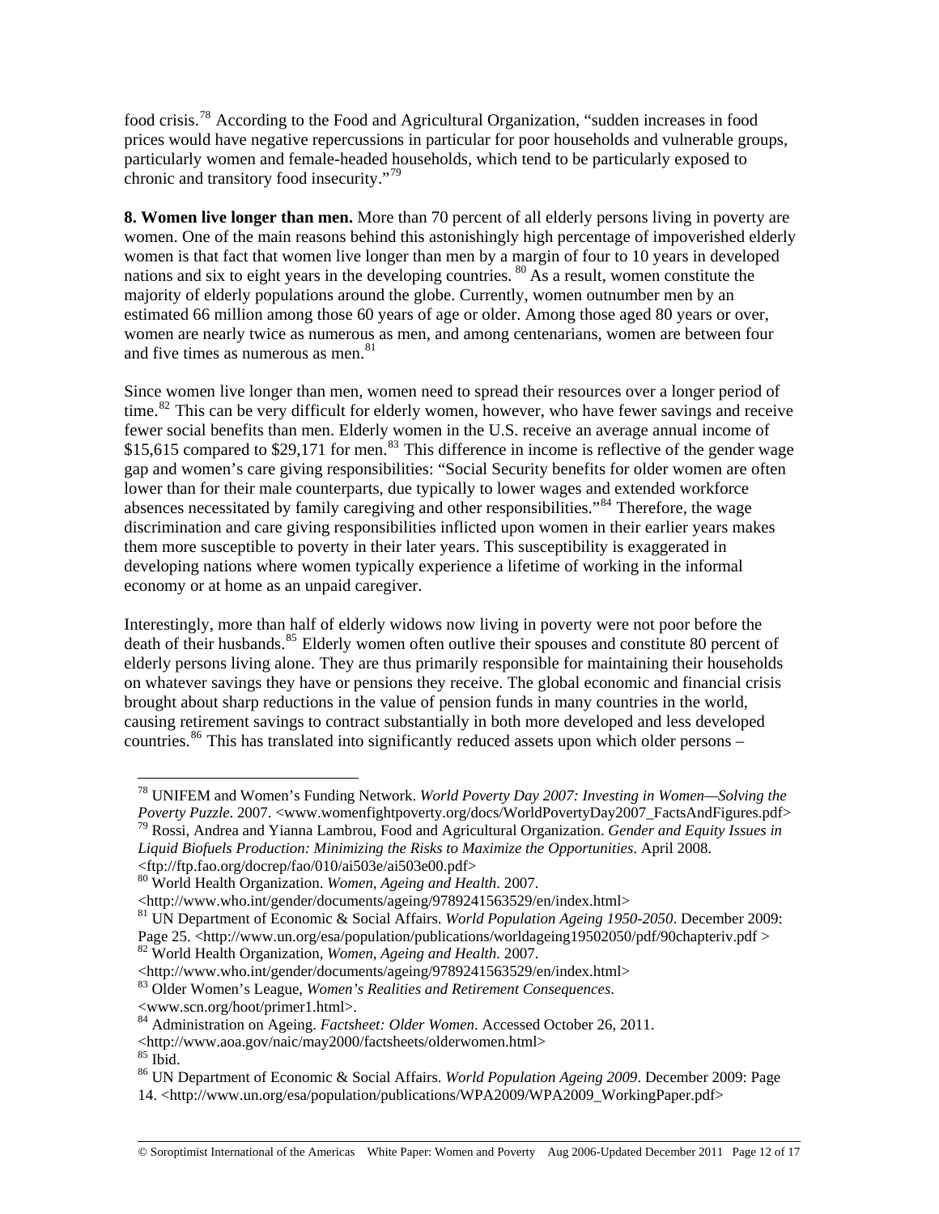food crisis.[78] According to the Food and Agricultural Organization, "sudden increases in food prices would have negative repercussions in particular for poor households and vulnerable groups, particularly women and female-headed households, which tend to be particularly exposed to chronic and transitory food insecurity."[79]

**8. Women live longer than men.** More than 70 percent of all elderly persons living in poverty are women. One of the main reasons behind this astonishingly high percentage of impoverished elderly women is that fact that women live longer than men by a margin of four to 10 years in developed nations and six to eight years in the developing countries. [80] As a result, women constitute the majority of elderly populations around the globe. Currently, women outnumber men by an estimated 66 million among those 60 years of age or older. Among those aged 80 years or over, women are nearly twice as numerous as men, and among centenarians, women are between four and five times as numerous as men.[81]

Since women live longer than men, women need to spread their resources over a longer period of time.[82] This can be very difficult for elderly women, however, who have fewer savings and receive fewer social benefits than men. Elderly women in the U.S. receive an average annual income of $15,615 compared to $29,171 for men.[83] This difference in income is reflective of the gender wage gap and women's care giving responsibilities: "Social Security benefits for older women are often lower than for their male counterparts, due typically to lower wages and extended workforce absences necessitated by family caregiving and other responsibilities."[84] Therefore, the wage discrimination and care giving responsibilities inflicted upon women in their earlier years makes them more susceptible to poverty in their later years. This susceptibility is exaggerated in developing nations where women typically experience a lifetime of working in the informal economy or at home as an unpaid caregiver.

Interestingly, more than half of elderly widows now living in poverty were not poor before the death of their husbands.[85] Elderly women often outlive their spouses and constitute 80 percent of elderly persons living alone. They are thus primarily responsible for maintaining their households on whatever savings they have or pensions they receive. The global economic and financial crisis brought about sharp reductions in the value of pension funds in many countries in the world, causing retirement savings to contract substantially in both more developed and less developed countries.[86] This has translated into significantly reduced assets upon which older persons –

---

[78] UNIFEM and Women's Funding Network. *World Poverty Day 2007: Investing in Women—Solving the Poverty Puzzle*. 2007. <www.womenfightpoverty.org/docs/WorldPovertyDay2007_FactsAndFigures.pdf>

[79] Rossi, Andrea and Yianna Lambrou, Food and Agricultural Organization. *Gender and Equity Issues in Liquid Biofuels Production: Minimizing the Risks to Maximize the Opportunities*. April 2008. <ftp://ftp.fao.org/docrep/fao/010/ai503e/ai503e00.pdf>

[80] World Health Organization. *Women, Ageing and Health*. 2007. <http://www.who.int/gender/documents/ageing/9789241563529/en/index.html>

[81] UN Department of Economic & Social Affairs. *World Population Ageing 1950-2050*. December 2009: Page 25. <http://www.un.org/esa/population/publications/worldageing19502050/pdf/90chapteriv.pdf >

[82] World Health Organization, *Women, Ageing and Health*. 2007. <http://www.who.int/gender/documents/ageing/9789241563529/en/index.html>

[83] Older Women's League, *Women's Realities and Retirement Consequences*. <www.scn.org/hoot/primer1.html>.

[84] Administration on Ageing. *Factsheet: Older Women*. Accessed October 26, 2011. <http://www.aoa.gov/naic/may2000/factsheets/olderwomen.html>

[85] Ibid.

[86] UN Department of Economic & Social Affairs. *World Population Ageing 2009*. December 2009: Page 14. <http://www.un.org/esa/population/publications/WPA2009/WPA2009_WorkingPaper.pdf>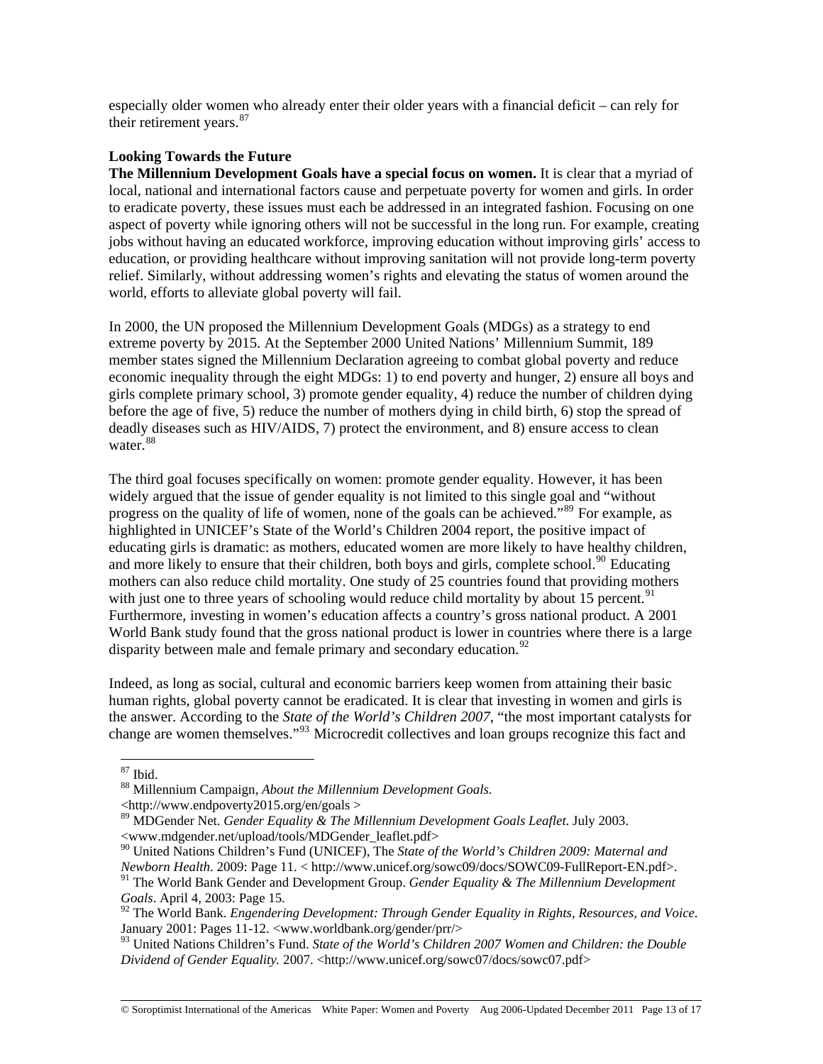especially older women who already enter their older years with a financial deficit – can rely for their retirement years.[87]

**Looking Towards the Future**

**The Millennium Development Goals have a special focus on women.** It is clear that a myriad of local, national and international factors cause and perpetuate poverty for women and girls. In order to eradicate poverty, these issues must each be addressed in an integrated fashion. Focusing on one aspect of poverty while ignoring others will not be successful in the long run. For example, creating jobs without having an educated workforce, improving education without improving girls' access to education, or providing healthcare without improving sanitation will not provide long-term poverty relief. Similarly, without addressing women's rights and elevating the status of women around the world, efforts to alleviate global poverty will fail.

In 2000, the UN proposed the Millennium Development Goals (MDGs) as a strategy to end extreme poverty by 2015. At the September 2000 United Nations' Millennium Summit, 189 member states signed the Millennium Declaration agreeing to combat global poverty and reduce economic inequality through the eight MDGs: 1) to end poverty and hunger, 2) ensure all boys and girls complete primary school, 3) promote gender equality, 4) reduce the number of children dying before the age of five, 5) reduce the number of mothers dying in child birth, 6) stop the spread of deadly diseases such as HIV/AIDS, 7) protect the environment, and 8) ensure access to clean water.[88]

The third goal focuses specifically on women: promote gender equality. However, it has been widely argued that the issue of gender equality is not limited to this single goal and "without progress on the quality of life of women, none of the goals can be achieved."[89] For example, as highlighted in UNICEF's State of the World's Children 2004 report, the positive impact of educating girls is dramatic: as mothers, educated women are more likely to have healthy children, and more likely to ensure that their children, both boys and girls, complete school.[90] Educating mothers can also reduce child mortality. One study of 25 countries found that providing mothers with just one to three years of schooling would reduce child mortality by about 15 percent.[91] Furthermore, investing in women's education affects a country's gross national product. A 2001 World Bank study found that the gross national product is lower in countries where there is a large disparity between male and female primary and secondary education.[92]

Indeed, as long as social, cultural and economic barriers keep women from attaining their basic human rights, global poverty cannot be eradicated. It is clear that investing in women and girls is the answer. According to the *State of the World's Children 2007*, "the most important catalysts for change are women themselves."[93] Microcredit collectives and loan groups recognize this fact and

---

[87] Ibid.

[88] Millennium Campaign, *About the Millennium Development Goals.* <http://www.endpoverty2015.org/en/goals >

[89] MDGender Net. *Gender Equality & The Millennium Development Goals Leaflet*. July 2003. <www.mdgender.net/upload/tools/MDGender_leaflet.pdf>

[90] United Nations Children's Fund (UNICEF), The *State of the World's Children 2009: Maternal and Newborn Health*. 2009: Page 11. < http://www.unicef.org/sowc09/docs/SOWC09-FullReport-EN.pdf>.

[91] The World Bank Gender and Development Group. *Gender Equality & The Millennium Development Goals*. April 4, 2003: Page 15.

[92] The World Bank. *Engendering Development: Through Gender Equality in Rights, Resources, and Voice*. January 2001: Pages 11-12. <www.worldbank.org/gender/prr/>

[93] United Nations Children's Fund. *State of the World's Children 2007 Women and Children: the Double Dividend of Gender Equality.* 2007. <http://www.unicef.org/sowc07/docs/sowc07.pdf>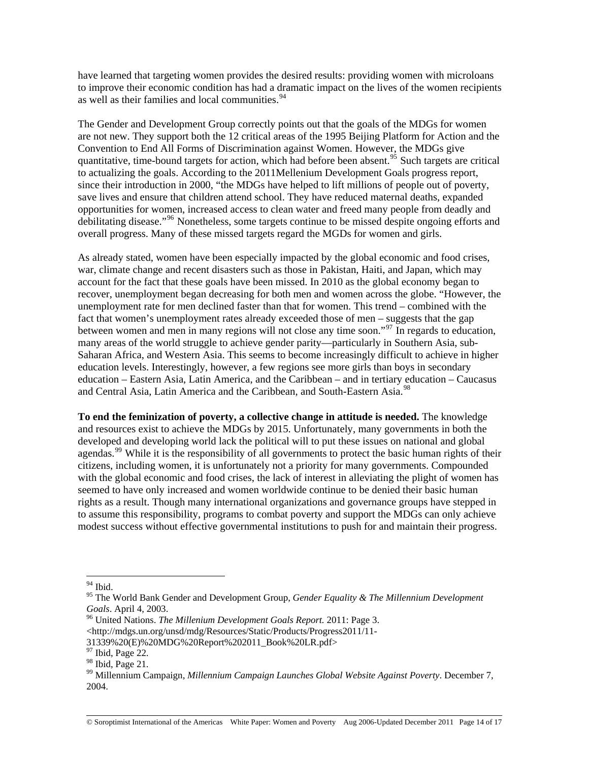have learned that targeting women provides the desired results: providing women with microloans to improve their economic condition has had a dramatic impact on the lives of the women recipients as well as their families and local communities.[94]

The Gender and Development Group correctly points out that the goals of the MDGs for women are not new. They support both the 12 critical areas of the 1995 Beijing Platform for Action and the Convention to End All Forms of Discrimination against Women. However, the MDGs give quantitative, time-bound targets for action, which had before been absent.[95] Such targets are critical to actualizing the goals. According to the 2011Mellenium Development Goals progress report, since their introduction in 2000, "the MDGs have helped to lift millions of people out of poverty, save lives and ensure that children attend school. They have reduced maternal deaths, expanded opportunities for women, increased access to clean water and freed many people from deadly and debilitating disease."[96] Nonetheless, some targets continue to be missed despite ongoing efforts and overall progress. Many of these missed targets regard the MGDs for women and girls.

As already stated, women have been especially impacted by the global economic and food crises, war, climate change and recent disasters such as those in Pakistan, Haiti, and Japan, which may account for the fact that these goals have been missed. In 2010 as the global economy began to recover, unemployment began decreasing for both men and women across the globe. "However, the unemployment rate for men declined faster than that for women. This trend – combined with the fact that women's unemployment rates already exceeded those of men – suggests that the gap between women and men in many regions will not close any time soon."[97] In regards to education, many areas of the world struggle to achieve gender parity—particularly in Southern Asia, sub-Saharan Africa, and Western Asia. This seems to become increasingly difficult to achieve in higher education levels. Interestingly, however, a few regions see more girls than boys in secondary education – Eastern Asia, Latin America, and the Caribbean – and in tertiary education – Caucasus and Central Asia, Latin America and the Caribbean, and South-Eastern Asia.[98]

**To end the feminization of poverty, a collective change in attitude is needed.** The knowledge and resources exist to achieve the MDGs by 2015. Unfortunately, many governments in both the developed and developing world lack the political will to put these issues on national and global agendas.[99] While it is the responsibility of all governments to protect the basic human rights of their citizens, including women, it is unfortunately not a priority for many governments. Compounded with the global economic and food crises, the lack of interest in alleviating the plight of women has seemed to have only increased and women worldwide continue to be denied their basic human rights as a result. Though many international organizations and governance groups have stepped in to assume this responsibility, programs to combat poverty and support the MDGs can only achieve modest success without effective governmental institutions to push for and maintain their progress.

---

[94] Ibid.

[95] The World Bank Gender and Development Group, *Gender Equality & The Millennium Development Goals*. April 4, 2003.

[96] United Nations. *The Millenium Development Goals Report.* 2011: Page 3. <http://mdgs.un.org/unsd/mdg/Resources/Static/Products/Progress2011/11-31339%20(E)%20MDG%20Report%202011_Book%20LR.pdf>

[97] Ibid, Page 22.

[98] Ibid, Page 21.

[99] Millennium Campaign, *Millennium Campaign Launches Global Website Against Poverty*. December 7, 2004.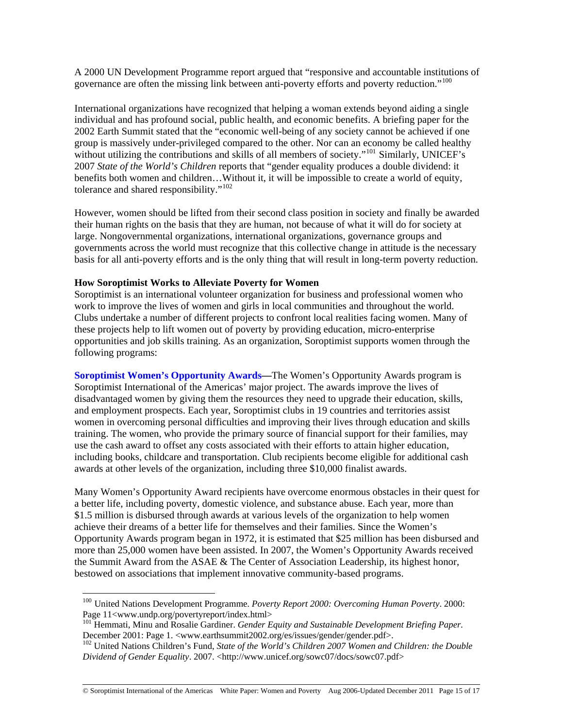A 2000 UN Development Programme report argued that "responsive and accountable institutions of governance are often the missing link between anti-poverty efforts and poverty reduction."[100]

International organizations have recognized that helping a woman extends beyond aiding a single individual and has profound social, public health, and economic benefits. A briefing paper for the 2002 Earth Summit stated that the "economic well-being of any society cannot be achieved if one group is massively under-privileged compared to the other. Nor can an economy be called healthy without utilizing the contributions and skills of all members of society."[101] Similarly, UNICEF's 2007 *State of the World's Children* reports that "gender equality produces a double dividend: it benefits both women and children…Without it, it will be impossible to create a world of equity, tolerance and shared responsibility."[102]

However, women should be lifted from their second class position in society and finally be awarded their human rights on the basis that they are human, not because of what it will do for society at large. Nongovernmental organizations, international organizations, governance groups and governments across the world must recognize that this collective change in attitude is the necessary basis for all anti-poverty efforts and is the only thing that will result in long-term poverty reduction.

**How Soroptimist Works to Alleviate Poverty for Women**

Soroptimist is an international volunteer organization for business and professional women who work to improve the lives of women and girls in local communities and throughout the world. Clubs undertake a number of different projects to confront local realities facing women. Many of these projects help to lift women out of poverty by providing education, micro-enterprise opportunities and job skills training. As an organization, Soroptimist supports women through the following programs:

**Soroptimist Women's Opportunity Awards—**The Women's Opportunity Awards program is Soroptimist International of the Americas' major project. The awards improve the lives of disadvantaged women by giving them the resources they need to upgrade their education, skills, and employment prospects. Each year, Soroptimist clubs in 19 countries and territories assist women in overcoming personal difficulties and improving their lives through education and skills training. The women, who provide the primary source of financial support for their families, may use the cash award to offset any costs associated with their efforts to attain higher education, including books, childcare and transportation. Club recipients become eligible for additional cash awards at other levels of the organization, including three $10,000 finalist awards.

Many Women's Opportunity Award recipients have overcome enormous obstacles in their quest for a better life, including poverty, domestic violence, and substance abuse. Each year, more than $1.5 million is disbursed through awards at various levels of the organization to help women achieve their dreams of a better life for themselves and their families. Since the Women's Opportunity Awards program began in 1972, it is estimated that $25 million has been disbursed and more than 25,000 women have been assisted. In 2007, the Women's Opportunity Awards received the Summit Award from the ASAE & The Center of Association Leadership, its highest honor, bestowed on associations that implement innovative community-based programs.

---

[100] United Nations Development Programme. *Poverty Report 2000: Overcoming Human Poverty*. 2000: Page 11<www.undp.org/povertyreport/index.html>

[101] Hemmati, Minu and Rosalie Gardiner. *Gender Equity and Sustainable Development Briefing Paper.* December 2001: Page 1. <www.earthsummit2002.org/es/issues/gender/gender.pdf>.

[102] United Nations Children's Fund, *State of the World's Children 2007 Women and Children: the Double Dividend of Gender Equality*. 2007. <http://www.unicef.org/sowc07/docs/sowc07.pdf>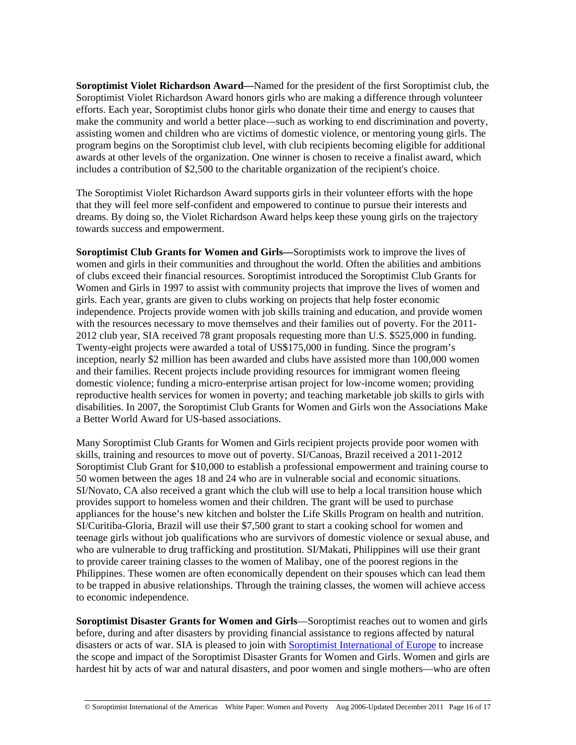**Soroptimist Violet Richardson Award—**Named for the president of the first Soroptimist club, the Soroptimist Violet Richardson Award honors girls who are making a difference through volunteer efforts. Each year, Soroptimist clubs honor girls who donate their time and energy to causes that make the community and world a better place—such as working to end discrimination and poverty, assisting women and children who are victims of domestic violence, or mentoring young girls. The program begins on the Soroptimist club level, with club recipients becoming eligible for additional awards at other levels of the organization. One winner is chosen to receive a finalist award, which includes a contribution of $2,500 to the charitable organization of the recipient's choice.

The Soroptimist Violet Richardson Award supports girls in their volunteer efforts with the hope that they will feel more self-confident and empowered to continue to pursue their interests and dreams. By doing so, the Violet Richardson Award helps keep these young girls on the trajectory towards success and empowerment.

**Soroptimist Club Grants for Women and Girls—**Soroptimists work to improve the lives of women and girls in their communities and throughout the world. Often the abilities and ambitions of clubs exceed their financial resources. Soroptimist introduced the Soroptimist Club Grants for Women and Girls in 1997 to assist with community projects that improve the lives of women and girls. Each year, grants are given to clubs working on projects that help foster economic independence. Projects provide women with job skills training and education, and provide women with the resources necessary to move themselves and their families out of poverty. For the 2011-2012 club year, SIA received 78 grant proposals requesting more than U.S. $525,000 in funding. Twenty-eight projects were awarded a total of US$175,000 in funding. Since the program's inception, nearly $2 million has been awarded and clubs have assisted more than 100,000 women and their families. Recent projects include providing resources for immigrant women fleeing domestic violence; funding a micro-enterprise artisan project for low-income women; providing reproductive health services for women in poverty; and teaching marketable job skills to girls with disabilities. In 2007, the Soroptimist Club Grants for Women and Girls won the Associations Make a Better World Award for US-based associations.

Many Soroptimist Club Grants for Women and Girls recipient projects provide poor women with skills, training and resources to move out of poverty. SI/Canoas, Brazil received a 2011-2012 Soroptimist Club Grant for $10,000 to establish a professional empowerment and training course to 50 women between the ages 18 and 24 who are in vulnerable social and economic situations. SI/Novato, CA also received a grant which the club will use to help a local transition house which provides support to homeless women and their children. The grant will be used to purchase appliances for the house's new kitchen and bolster the Life Skills Program on health and nutrition. SI/Curitiba-Gloria, Brazil will use their $7,500 grant to start a cooking school for women and teenage girls without job qualifications who are survivors of domestic violence or sexual abuse, and who are vulnerable to drug trafficking and prostitution. SI/Makati, Philippines will use their grant to provide career training classes to the women of Malibay, one of the poorest regions in the Philippines. These women are often economically dependent on their spouses which can lead them to be trapped in abusive relationships. Through the training classes, the women will achieve access to economic independence.

**Soroptimist Disaster Grants for Women and Girls**—Soroptimist reaches out to women and girls before, during and after disasters by providing financial assistance to regions affected by natural disasters or acts of war. SIA is pleased to join with Soroptimist International of Europe to increase the scope and impact of the Soroptimist Disaster Grants for Women and Girls. Women and girls are hardest hit by acts of war and natural disasters, and poor women and single mothers—who are often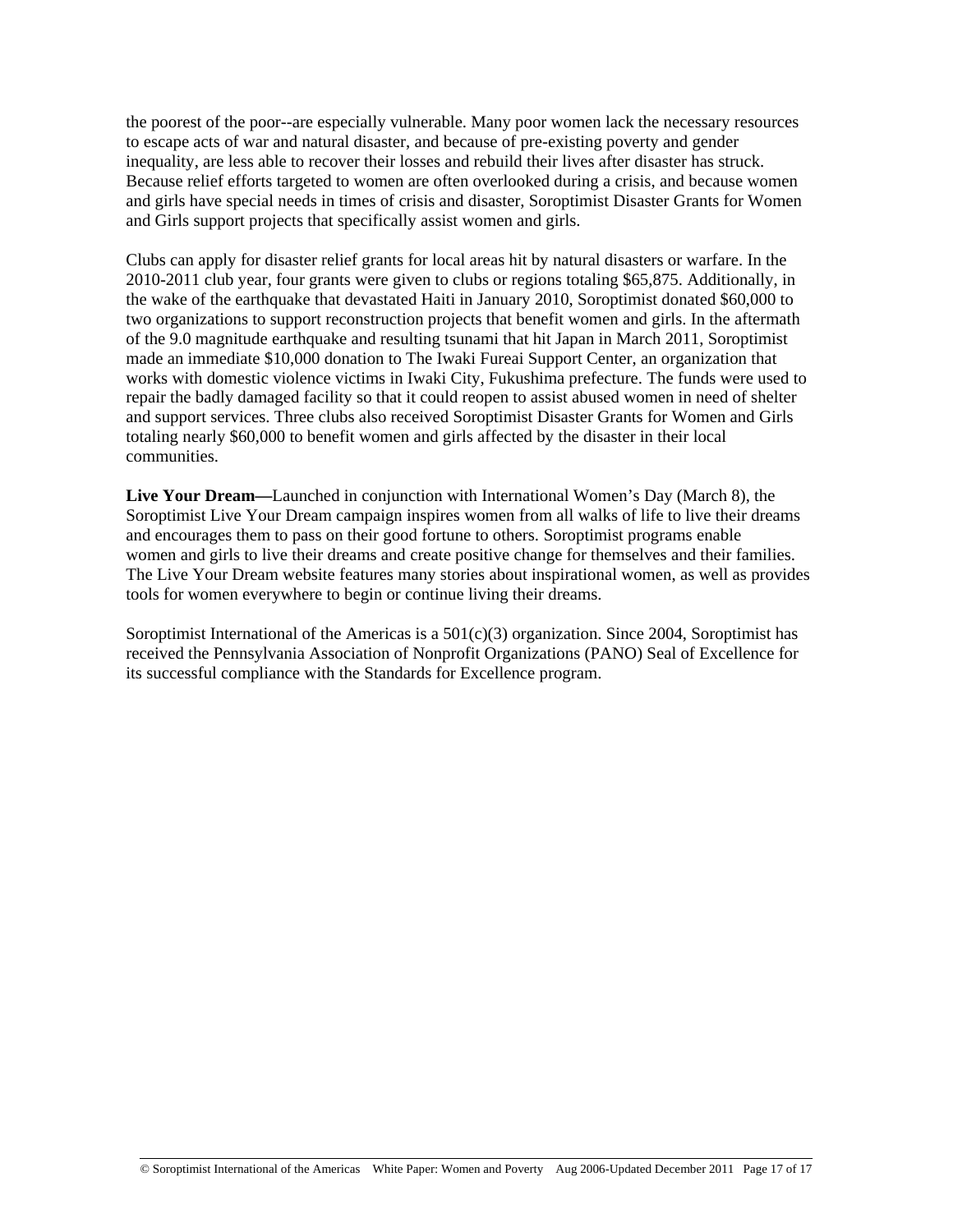the poorest of the poor--are especially vulnerable. Many poor women lack the necessary resources to escape acts of war and natural disaster, and because of pre-existing poverty and gender inequality, are less able to recover their losses and rebuild their lives after disaster has struck. Because relief efforts targeted to women are often overlooked during a crisis, and because women and girls have special needs in times of crisis and disaster, Soroptimist Disaster Grants for Women and Girls support projects that specifically assist women and girls.

Clubs can apply for disaster relief grants for local areas hit by natural disasters or warfare. In the 2010-2011 club year, four grants were given to clubs or regions totaling $65,875. Additionally, in the wake of the earthquake that devastated Haiti in January 2010, Soroptimist donated $60,000 to two organizations to support reconstruction projects that benefit women and girls. In the aftermath of the 9.0 magnitude earthquake and resulting tsunami that hit Japan in March 2011, Soroptimist made an immediate $10,000 donation to The Iwaki Fureai Support Center, an organization that works with domestic violence victims in Iwaki City, Fukushima prefecture. The funds were used to repair the badly damaged facility so that it could reopen to assist abused women in need of shelter and support services. Three clubs also received Soroptimist Disaster Grants for Women and Girls totaling nearly $60,000 to benefit women and girls affected by the disaster in their local communities.

**Live Your Dream—**Launched in conjunction with International Women's Day (March 8), the Soroptimist Live Your Dream campaign inspires women from all walks of life to live their dreams and encourages them to pass on their good fortune to others. Soroptimist programs enable women and girls to live their dreams and create positive change for themselves and their families. The Live Your Dream website features many stories about inspirational women, as well as provides tools for women everywhere to begin or continue living their dreams.

Soroptimist International of the Americas is a 501(c)(3) organization. Since 2004, Soroptimist has received the Pennsylvania Association of Nonprofit Organizations (PANO) Seal of Excellence for its successful compliance with the Standards for Excellence program.